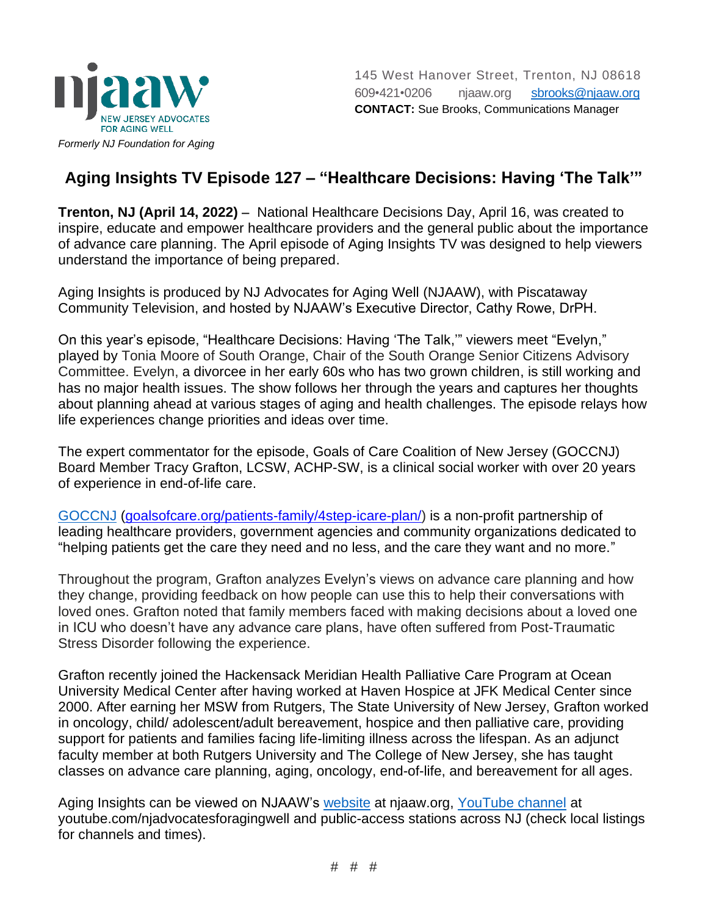njaaw
NEW JERSEY ADVOCATES FOR AGING WELL

*Formerly NJ Foundation for Aging*

145 West Hanover Street, Trenton, NJ 08618
609•421•0206 njaaw.org sbrooks@njaaw.org
**CONTACT:** Sue Brooks, Communications Manager

# Aging Insights TV Episode 127 – "Healthcare Decisions: Having 'The Talk'"

**Trenton, NJ (April 14, 2022)** – National Healthcare Decisions Day, April 16, was created to inspire, educate and empower healthcare providers and the general public about the importance of advance care planning. The April episode of Aging Insights TV was designed to help viewers understand the importance of being prepared.

Aging Insights is produced by NJ Advocates for Aging Well (NJAAW), with Piscataway Community Television, and hosted by NJAAW's Executive Director, Cathy Rowe, DrPH.

On this year's episode, "Healthcare Decisions: Having 'The Talk,'" viewers meet "Evelyn," played by Tonia Moore of South Orange, Chair of the South Orange Senior Citizens Advisory Committee. Evelyn, a divorcee in her early 60s who has two grown children, is still working and has no major health issues. The show follows her through the years and captures her thoughts about planning ahead at various stages of aging and health challenges. The episode relays how life experiences change priorities and ideas over time.

The expert commentator for the episode, Goals of Care Coalition of New Jersey (GOCCNJ) Board Member Tracy Grafton, LCSW, ACHP-SW, is a clinical social worker with over 20 years of experience in end-of-life care.

GOCCNJ (goalsofcare.org/patients-family/4step-icare-plan/) is a non-profit partnership of leading healthcare providers, government agencies and community organizations dedicated to "helping patients get the care they need and no less, and the care they want and no more."

Throughout the program, Grafton analyzes Evelyn's views on advance care planning and how they change, providing feedback on how people can use this to help their conversations with loved ones. Grafton noted that family members faced with making decisions about a loved one in ICU who doesn't have any advance care plans, have often suffered from Post-Traumatic Stress Disorder following the experience.

Grafton recently joined the Hackensack Meridian Health Palliative Care Program at Ocean University Medical Center after having worked at Haven Hospice at JFK Medical Center since 2000. After earning her MSW from Rutgers, The State University of New Jersey, Grafton worked in oncology, child/ adolescent/adult bereavement, hospice and then palliative care, providing support for patients and families facing life-limiting illness across the lifespan. As an adjunct faculty member at both Rutgers University and The College of New Jersey, she has taught classes on advance care planning, aging, oncology, end-of-life, and bereavement for all ages.

Aging Insights can be viewed on NJAAW's website at njaaw.org, YouTube channel at youtube.com/njadvocatesforagingwell and public-access stations across NJ (check local listings for channels and times).

# # #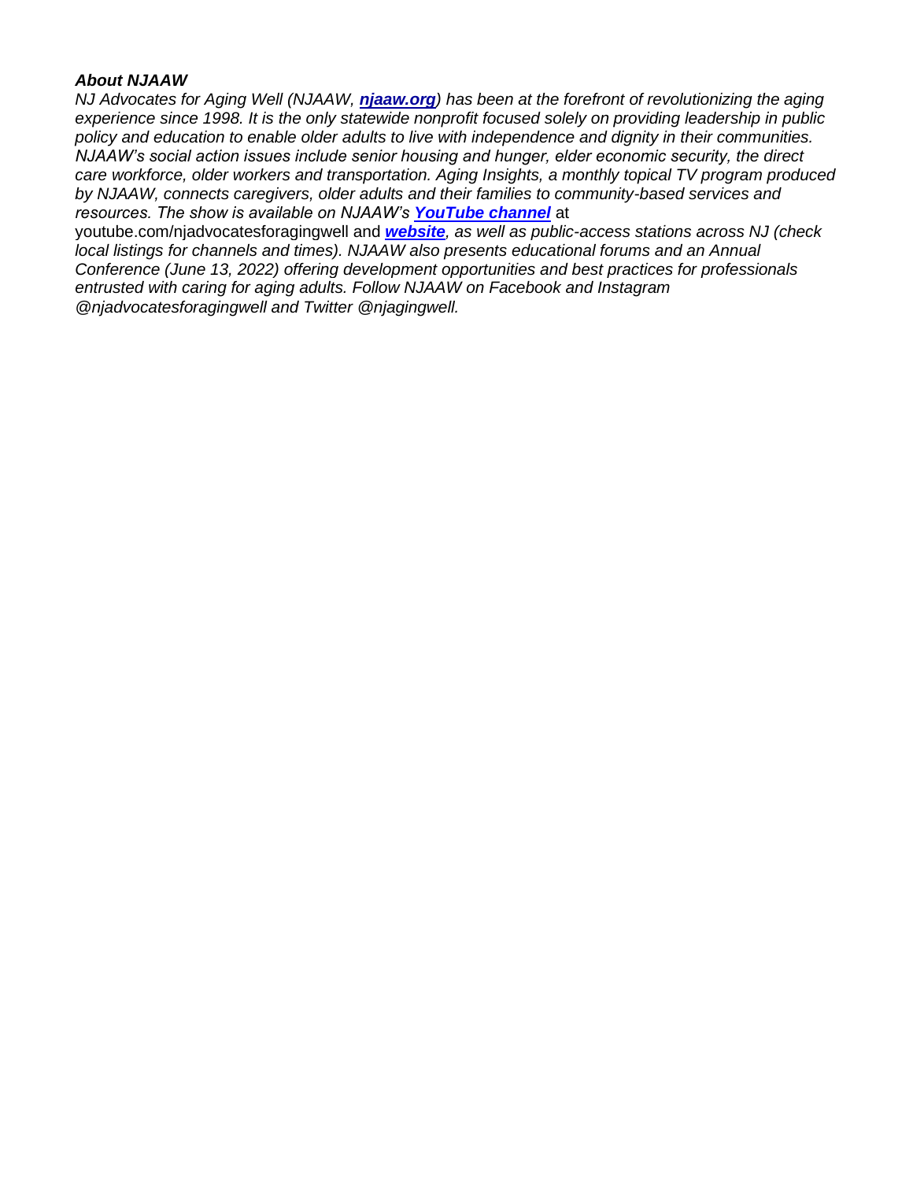***About NJAAW***

*NJ Advocates for Aging Well (NJAAW, **njaaw.org**) has been at the forefront of revolutionizing the aging experience since 1998. It is the only statewide nonprofit focused solely on providing leadership in public policy and education to enable older adults to live with independence and dignity in their communities. NJAAW's social action issues include senior housing and hunger, elder economic security, the direct care workforce, older workers and transportation. Aging Insights, a monthly topical TV program produced by NJAAW, connects caregivers, older adults and their families to community-based services and resources. The show is available on NJAAW's **YouTube channel*** at youtube.com/njadvocatesforagingwell and ***website**, as well as public-access stations across NJ (check local listings for channels and times). NJAAW also presents educational forums and an Annual Conference (June 13, 2022) offering development opportunities and best practices for professionals entrusted with caring for aging adults. Follow NJAAW on Facebook and Instagram @njadvocatesforagingwell and Twitter @njagingwell.*